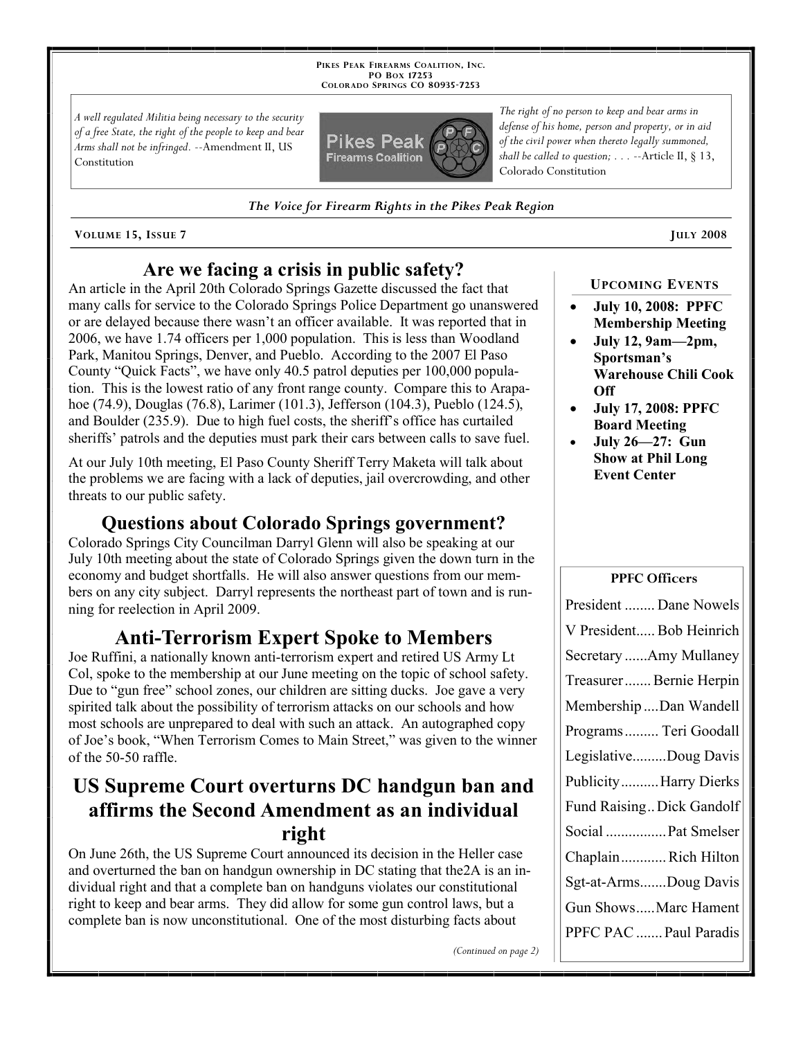PIKES PEAK FIREARMS COALITION, INC.
PO BOX 17253
COLORADO SPRINGS CO 80935-7253

*A well regulated Militia being necessary to the security of a free State, the right of the people to keep and bear Arms shall not be infringed.* --Amendment II, US Constitution

*The right of no person to keep and bear arms in defense of his home, person and property, or in aid of the civil power when thereto legally summoned, shall be called to question; . . .* --Article II, § 13, Colorado Constitution

*The Voice for Firearm Rights in the Pikes Peak Region*

VOLUME 15, ISSUE 7 — JULY 2008

## Are we facing a crisis in public safety?

An article in the April 20th Colorado Springs Gazette discussed the fact that many calls for service to the Colorado Springs Police Department go unanswered or are delayed because there wasn't an officer available. It was reported that in 2006, we have 1.74 officers per 1,000 population. This is less than Woodland Park, Manitou Springs, Denver, and Pueblo. According to the 2007 El Paso County "Quick Facts", we have only 40.5 patrol deputies per 100,000 population. This is the lowest ratio of any front range county. Compare this to Arapahoe (74.9), Douglas (76.8), Larimer (101.3), Jefferson (104.3), Pueblo (124.5), and Boulder (235.9). Due to high fuel costs, the sheriff's office has curtailed sheriffs' patrols and the deputies must park their cars between calls to save fuel.

At our July 10th meeting, El Paso County Sheriff Terry Maketa will talk about the problems we are facing with a lack of deputies, jail overcrowding, and other threats to our public safety.

## Questions about Colorado Springs government?

Colorado Springs City Councilman Darryl Glenn will also be speaking at our July 10th meeting about the state of Colorado Springs given the down turn in the economy and budget shortfalls. He will also answer questions from our members on any city subject. Darryl represents the northeast part of town and is running for reelection in April 2009.

## Anti-Terrorism Expert Spoke to Members

Joe Ruffini, a nationally known anti-terrorism expert and retired US Army Lt Col, spoke to the membership at our June meeting on the topic of school safety. Due to "gun free" school zones, our children are sitting ducks. Joe gave a very spirited talk about the possibility of terrorism attacks on our schools and how most schools are unprepared to deal with such an attack. An autographed copy of Joe's book, "When Terrorism Comes to Main Street," was given to the winner of the 50-50 raffle.

## US Supreme Court overturns DC handgun ban and affirms the Second Amendment as an individual right

On June 26th, the US Supreme Court announced its decision in the Heller case and overturned the ban on handgun ownership in DC stating that the2A is an individual right and that a complete ban on handguns violates our constitutional right to keep and bear arms. They did allow for some gun control laws, but a complete ban is now unconstitutional. One of the most disturbing facts about

*(Continued on page 2)*

### UPCOMING EVENTS

- **July 10, 2008: PPFC Membership Meeting**
- **July 12, 9am—2pm, Sportsman's Warehouse Chili Cook Off**
- **July 17, 2008: PPFC Board Meeting**
- **July 26—27: Gun Show at Phil Long Event Center**

### PPFC Officers

| Position | Name |
|---|---|
| President | Dane Nowels |
| V President | Bob Heinrich |
| Secretary | Amy Mullaney |
| Treasurer | Bernie Herpin |
| Membership | Dan Wandell |
| Programs | Teri Goodall |
| Legislative | Doug Davis |
| Publicity | Harry Dierks |
| Fund Raising | Dick Gandolf |
| Social | Pat Smelser |
| Chaplain | Rich Hilton |
| Sgt-at-Arms | Doug Davis |
| Gun Shows | Marc Hament |
| PPFC PAC | Paul Paradis |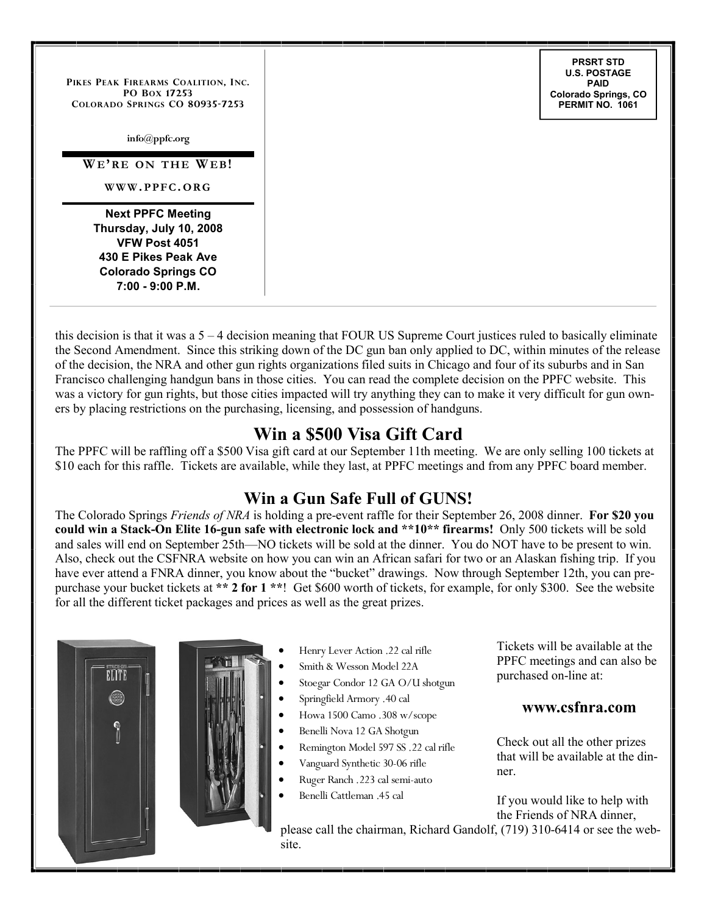PIKES PEAK FIREARMS COALITION, INC.
PO BOX 17253
COLORADO SPRINGS CO 80935-7253

info@ppfc.org

**WE'RE ON THE WEB!**

**WWW.PPFC.ORG**

**Next PPFC Meeting**
**Thursday, July 10, 2008**
**VFW Post 4051**
**430 E Pikes Peak Ave**
**Colorado Springs CO**
**7:00 - 9:00 P.M.**

PRSRT STD
U.S. POSTAGE
PAID
Colorado Springs, CO
PERMIT NO. 1061

this decision is that it was a 5 – 4 decision meaning that FOUR US Supreme Court justices ruled to basically eliminate the Second Amendment. Since this striking down of the DC gun ban only applied to DC, within minutes of the release of the decision, the NRA and other gun rights organizations filed suits in Chicago and four of its suburbs and in San Francisco challenging handgun bans in those cities. You can read the complete decision on the PPFC website. This was a victory for gun rights, but those cities impacted will try anything they can to make it very difficult for gun owners by placing restrictions on the purchasing, licensing, and possession of handguns.

## Win a $500 Visa Gift Card

The PPFC will be raffling off a $500 Visa gift card at our September 11th meeting. We are only selling 100 tickets at $10 each for this raffle. Tickets are available, while they last, at PPFC meetings and from any PPFC board member.

## Win a Gun Safe Full of GUNS!

The Colorado Springs *Friends of NRA* is holding a pre-event raffle for their September 26, 2008 dinner. **For $20 you could win a Stack-On Elite 16-gun safe with electronic lock and **10** firearms!** Only 500 tickets will be sold and sales will end on September 25th—NO tickets will be sold at the dinner. You do NOT have to be present to win. Also, check out the CSFNRA website on how you can win an African safari for two or an Alaskan fishing trip. If you have ever attend a FNRA dinner, you know about the "bucket" drawings. Now through September 12th, you can pre-purchase your bucket tickets at **** 2 for 1 ****! Get $600 worth of tickets, for example, for only $300. See the website for all the different ticket packages and prices as well as the great prizes.

- Henry Lever Action .22 cal rifle
- Smith & Wesson Model 22A
- Stoegar Condor 12 GA O/U shotgun
- Springfield Armory .40 cal
- Howa 1500 Camo .308 w/scope
- Benelli Nova 12 GA Shotgun
- Remington Model 597 SS .22 cal rifle
- Vanguard Synthetic 30-06 rifle
- Ruger Ranch .223 cal semi-auto
- Benelli Cattleman .45 cal

Tickets will be available at the PPFC meetings and can also be purchased on-line at:

**www.csfnra.com**

Check out all the other prizes that will be available at the dinner.

If you would like to help with the Friends of NRA dinner, please call the chairman, Richard Gandolf, (719) 310-6414 or see the website.